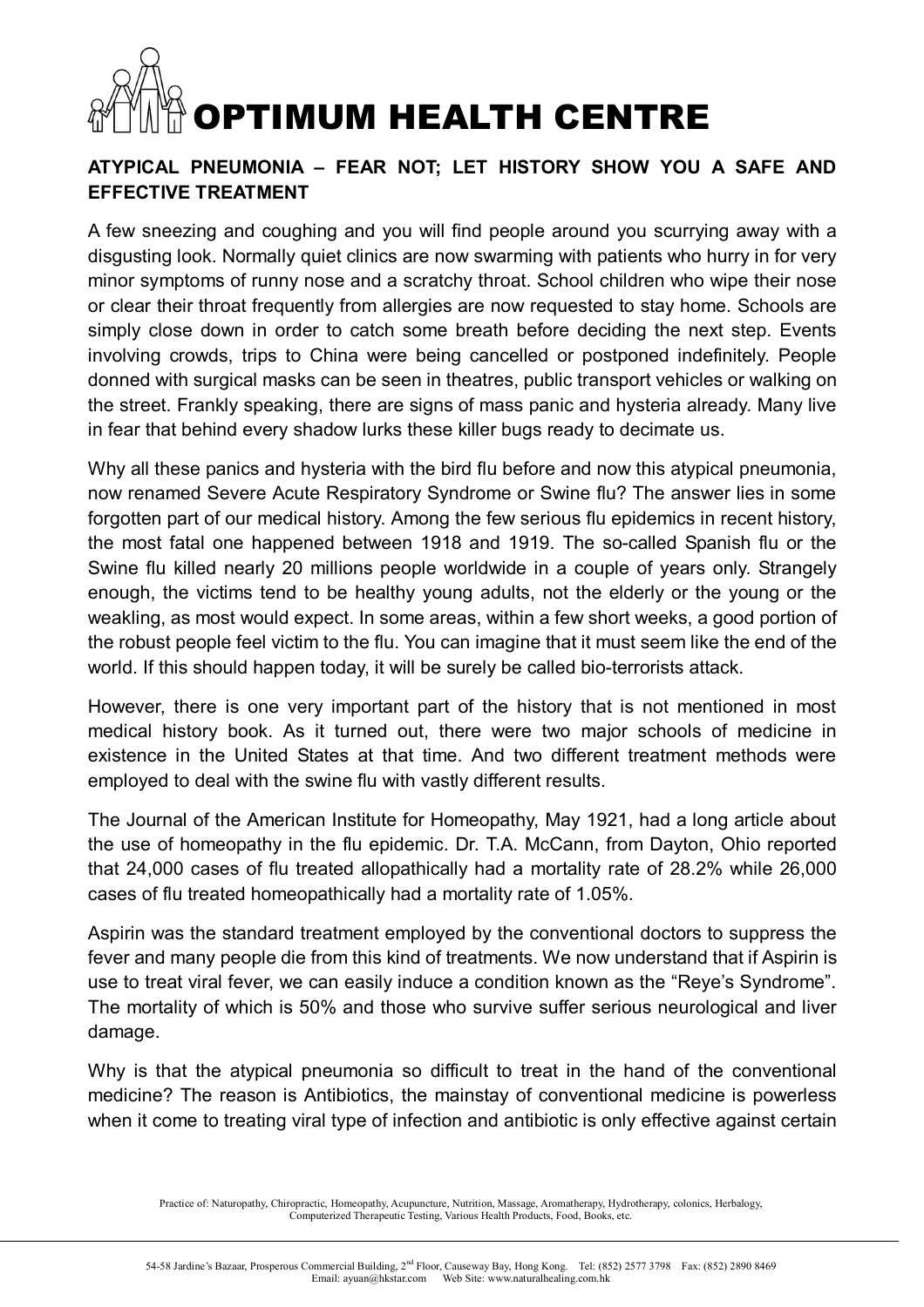# OPTIMUM HEALTH CENTRE

**ATYPICAL PNEUMONIA – FEAR NOT; LET HISTORY SHOW YOU A SAFE AND EFFECTIVE TREATMENT**

A few sneezing and coughing and you will find people around you scurrying away with a disgusting look. Normally quiet clinics are now swarming with patients who hurry in for very minor symptoms of runny nose and a scratchy throat. School children who wipe their nose or clear their throat frequently from allergies are now requested to stay home. Schools are simply close down in order to catch some breath before deciding the next step. Events involving crowds, trips to China were being cancelled or postponed indefinitely. People donned with surgical masks can be seen in theatres, public transport vehicles or walking on the street. Frankly speaking, there are signs of mass panic and hysteria already. Many live in fear that behind every shadow lurks these killer bugs ready to decimate us.

Why all these panics and hysteria with the bird flu before and now this atypical pneumonia, now renamed Severe Acute Respiratory Syndrome or Swine flu? The answer lies in some forgotten part of our medical history. Among the few serious flu epidemics in recent history, the most fatal one happened between 1918 and 1919. The so-called Spanish flu or the Swine flu killed nearly 20 millions people worldwide in a couple of years only. Strangely enough, the victims tend to be healthy young adults, not the elderly or the young or the weakling, as most would expect. In some areas, within a few short weeks, a good portion of the robust people feel victim to the flu. You can imagine that it must seem like the end of the world. If this should happen today, it will be surely be called bio-terrorists attack.

However, there is one very important part of the history that is not mentioned in most medical history book. As it turned out, there were two major schools of medicine in existence in the United States at that time. And two different treatment methods were employed to deal with the swine flu with vastly different results.

The Journal of the American Institute for Homeopathy, May 1921, had a long article about the use of homeopathy in the flu epidemic. Dr. T.A. McCann, from Dayton, Ohio reported that 24,000 cases of flu treated allopathically had a mortality rate of 28.2% while 26,000 cases of flu treated homeopathically had a mortality rate of 1.05%.

Aspirin was the standard treatment employed by the conventional doctors to suppress the fever and many people die from this kind of treatments. We now understand that if Aspirin is use to treat viral fever, we can easily induce a condition known as the "Reye's Syndrome". The mortality of which is 50% and those who survive suffer serious neurological and liver damage.

Why is that the atypical pneumonia so difficult to treat in the hand of the conventional medicine? The reason is Antibiotics, the mainstay of conventional medicine is powerless when it come to treating viral type of infection and antibiotic is only effective against certain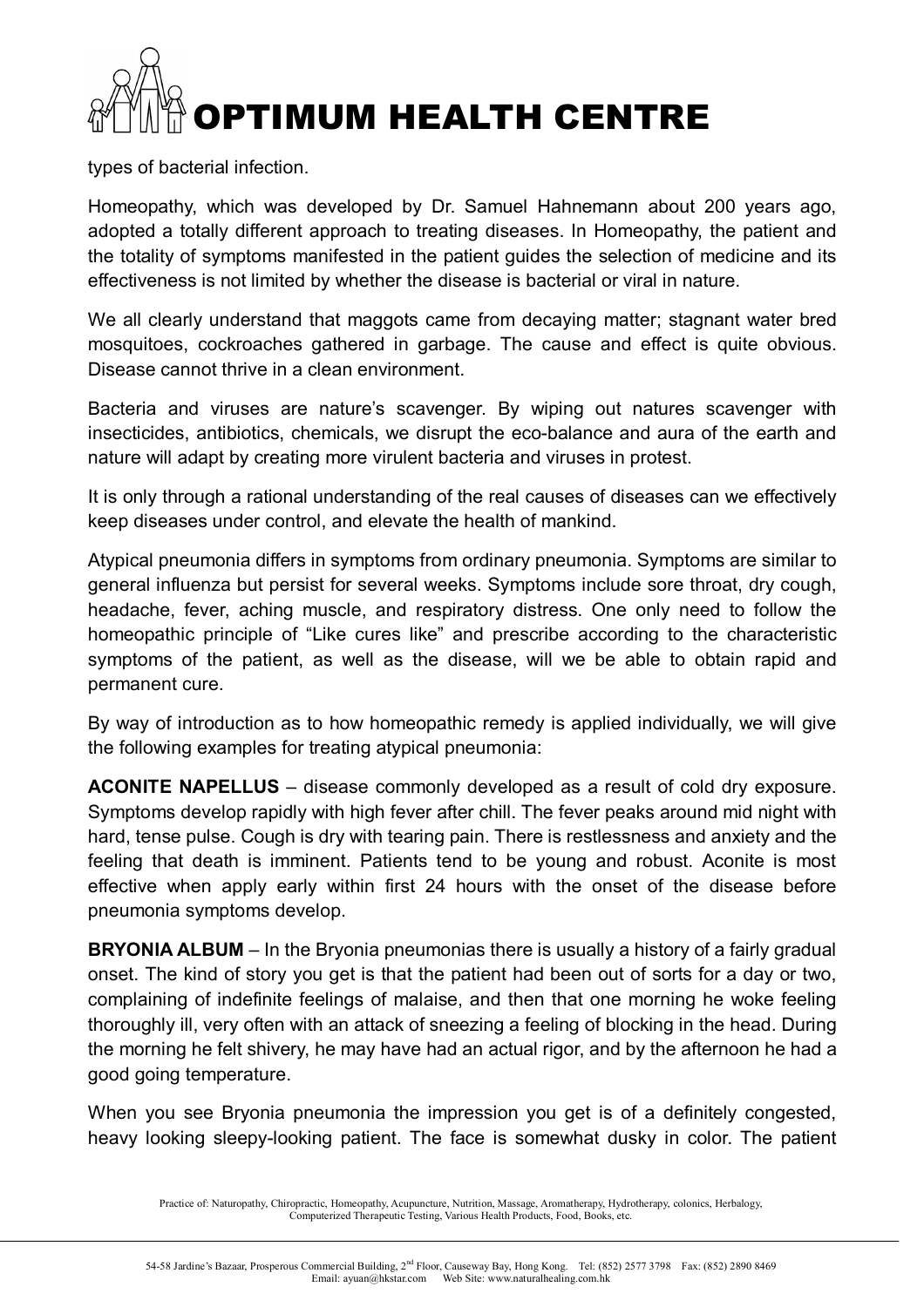types of bacterial infection.

Homeopathy, which was developed by Dr. Samuel Hahnemann about 200 years ago, adopted a totally different approach to treating diseases. In Homeopathy, the patient and the totality of symptoms manifested in the patient guides the selection of medicine and its effectiveness is not limited by whether the disease is bacterial or viral in nature.

We all clearly understand that maggots came from decaying matter; stagnant water bred mosquitoes, cockroaches gathered in garbage. The cause and effect is quite obvious. Disease cannot thrive in a clean environment.

Bacteria and viruses are nature's scavenger. By wiping out natures scavenger with insecticides, antibiotics, chemicals, we disrupt the eco-balance and aura of the earth and nature will adapt by creating more virulent bacteria and viruses in protest.

It is only through a rational understanding of the real causes of diseases can we effectively keep diseases under control, and elevate the health of mankind.

Atypical pneumonia differs in symptoms from ordinary pneumonia. Symptoms are similar to general influenza but persist for several weeks. Symptoms include sore throat, dry cough, headache, fever, aching muscle, and respiratory distress. One only need to follow the homeopathic principle of "Like cures like" and prescribe according to the characteristic symptoms of the patient, as well as the disease, will we be able to obtain rapid and permanent cure.

By way of introduction as to how homeopathic remedy is applied individually, we will give the following examples for treating atypical pneumonia:

**ACONITE NAPELLUS** – disease commonly developed as a result of cold dry exposure. Symptoms develop rapidly with high fever after chill. The fever peaks around mid night with hard, tense pulse. Cough is dry with tearing pain. There is restlessness and anxiety and the feeling that death is imminent. Patients tend to be young and robust. Aconite is most effective when apply early within first 24 hours with the onset of the disease before pneumonia symptoms develop.

**BRYONIA ALBUM** – In the Bryonia pneumonias there is usually a history of a fairly gradual onset. The kind of story you get is that the patient had been out of sorts for a day or two, complaining of indefinite feelings of malaise, and then that one morning he woke feeling thoroughly ill, very often with an attack of sneezing a feeling of blocking in the head. During the morning he felt shivery, he may have had an actual rigor, and by the afternoon he had a good going temperature.

When you see Bryonia pneumonia the impression you get is of a definitely congested, heavy looking sleepy-looking patient. The face is somewhat dusky in color. The patient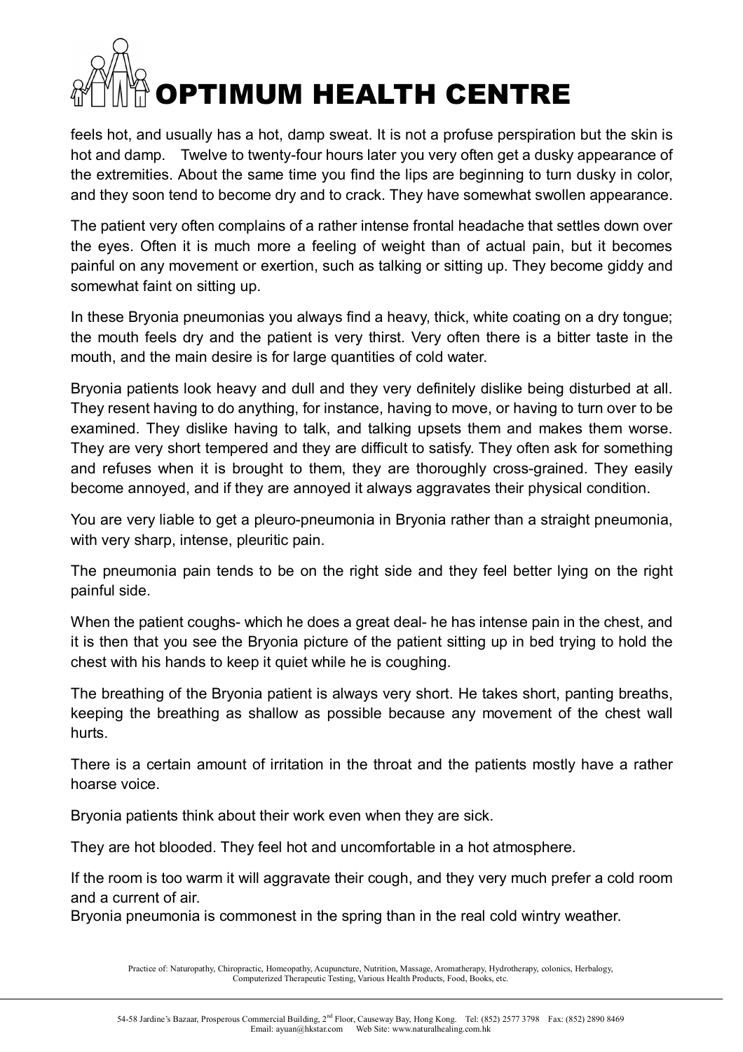feels hot, and usually has a hot, damp sweat. It is not a profuse perspiration but the skin is hot and damp. Twelve to twenty-four hours later you very often get a dusky appearance of the extremities. About the same time you find the lips are beginning to turn dusky in color, and they soon tend to become dry and to crack. They have somewhat swollen appearance.

The patient very often complains of a rather intense frontal headache that settles down over the eyes. Often it is much more a feeling of weight than of actual pain, but it becomes painful on any movement or exertion, such as talking or sitting up. They become giddy and somewhat faint on sitting up.

In these Bryonia pneumonias you always find a heavy, thick, white coating on a dry tongue; the mouth feels dry and the patient is very thirst. Very often there is a bitter taste in the mouth, and the main desire is for large quantities of cold water.

Bryonia patients look heavy and dull and they very definitely dislike being disturbed at all. They resent having to do anything, for instance, having to move, or having to turn over to be examined. They dislike having to talk, and talking upsets them and makes them worse. They are very short tempered and they are difficult to satisfy. They often ask for something and refuses when it is brought to them, they are thoroughly cross-grained. They easily become annoyed, and if they are annoyed it always aggravates their physical condition.

You are very liable to get a pleuro-pneumonia in Bryonia rather than a straight pneumonia, with very sharp, intense, pleuritic pain.

The pneumonia pain tends to be on the right side and they feel better lying on the right painful side.

When the patient coughs- which he does a great deal- he has intense pain in the chest, and it is then that you see the Bryonia picture of the patient sitting up in bed trying to hold the chest with his hands to keep it quiet while he is coughing.

The breathing of the Bryonia patient is always very short. He takes short, panting breaths, keeping the breathing as shallow as possible because any movement of the chest wall hurts.

There is a certain amount of irritation in the throat and the patients mostly have a rather hoarse voice.

Bryonia patients think about their work even when they are sick.

They are hot blooded. They feel hot and uncomfortable in a hot atmosphere.

If the room is too warm it will aggravate their cough, and they very much prefer a cold room and a current of air.
Bryonia pneumonia is commonest in the spring than in the real cold wintry weather.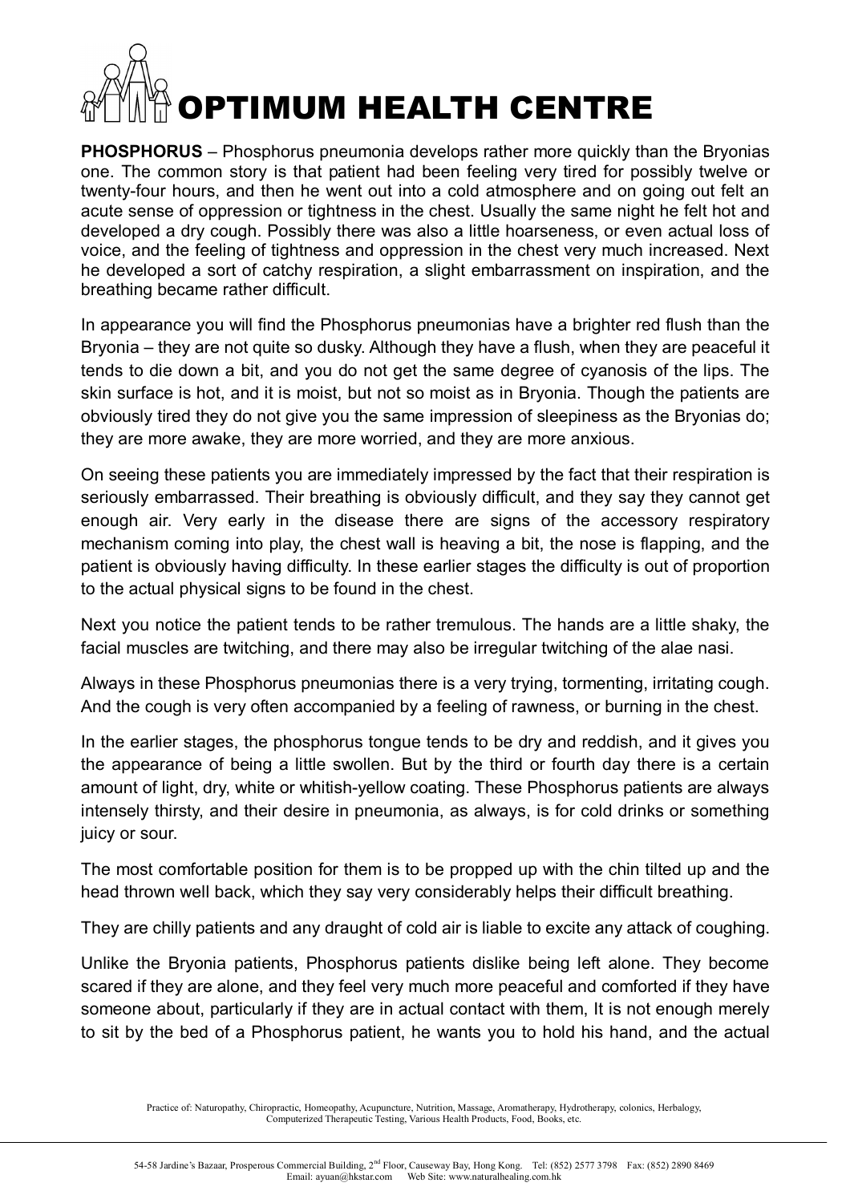**PHOSPHORUS** – Phosphorus pneumonia develops rather more quickly than the Bryonias one. The common story is that patient had been feeling very tired for possibly twelve or twenty-four hours, and then he went out into a cold atmosphere and on going out felt an acute sense of oppression or tightness in the chest. Usually the same night he felt hot and developed a dry cough. Possibly there was also a little hoarseness, or even actual loss of voice, and the feeling of tightness and oppression in the chest very much increased. Next he developed a sort of catchy respiration, a slight embarrassment on inspiration, and the breathing became rather difficult.

In appearance you will find the Phosphorus pneumonias have a brighter red flush than the Bryonia – they are not quite so dusky. Although they have a flush, when they are peaceful it tends to die down a bit, and you do not get the same degree of cyanosis of the lips. The skin surface is hot, and it is moist, but not so moist as in Bryonia. Though the patients are obviously tired they do not give you the same impression of sleepiness as the Bryonias do; they are more awake, they are more worried, and they are more anxious.

On seeing these patients you are immediately impressed by the fact that their respiration is seriously embarrassed. Their breathing is obviously difficult, and they say they cannot get enough air. Very early in the disease there are signs of the accessory respiratory mechanism coming into play, the chest wall is heaving a bit, the nose is flapping, and the patient is obviously having difficulty. In these earlier stages the difficulty is out of proportion to the actual physical signs to be found in the chest.

Next you notice the patient tends to be rather tremulous. The hands are a little shaky, the facial muscles are twitching, and there may also be irregular twitching of the alae nasi.

Always in these Phosphorus pneumonias there is a very trying, tormenting, irritating cough. And the cough is very often accompanied by a feeling of rawness, or burning in the chest.

In the earlier stages, the phosphorus tongue tends to be dry and reddish, and it gives you the appearance of being a little swollen. But by the third or fourth day there is a certain amount of light, dry, white or whitish-yellow coating. These Phosphorus patients are always intensely thirsty, and their desire in pneumonia, as always, is for cold drinks or something juicy or sour.

The most comfortable position for them is to be propped up with the chin tilted up and the head thrown well back, which they say very considerably helps their difficult breathing.

They are chilly patients and any draught of cold air is liable to excite any attack of coughing.

Unlike the Bryonia patients, Phosphorus patients dislike being left alone. They become scared if they are alone, and they feel very much more peaceful and comforted if they have someone about, particularly if they are in actual contact with them, It is not enough merely to sit by the bed of a Phosphorus patient, he wants you to hold his hand, and the actual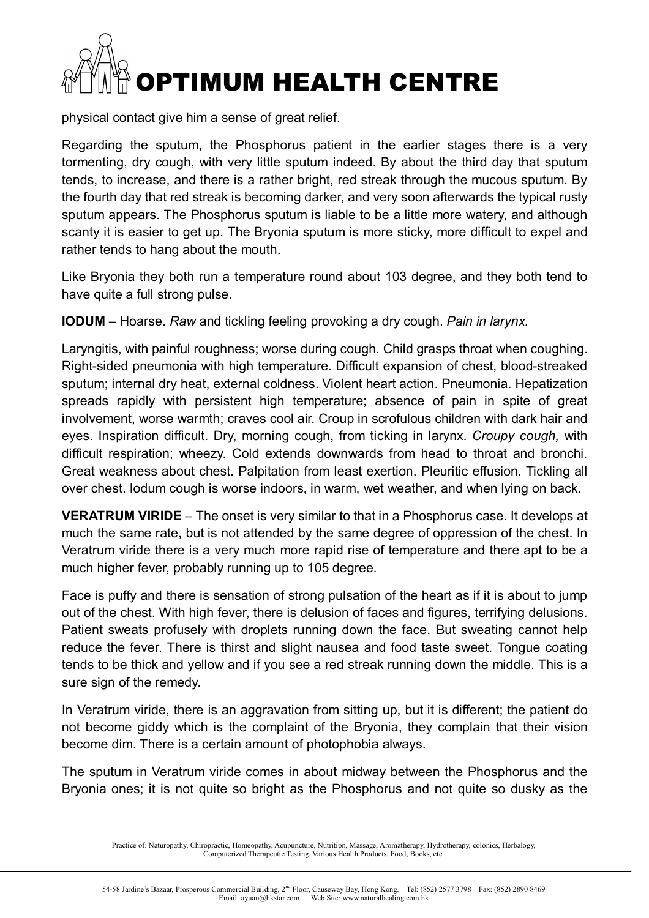physical contact give him a sense of great relief.

Regarding the sputum, the Phosphorus patient in the earlier stages there is a very tormenting, dry cough, with very little sputum indeed. By about the third day that sputum tends, to increase, and there is a rather bright, red streak through the mucous sputum. By the fourth day that red streak is becoming darker, and very soon afterwards the typical rusty sputum appears. The Phosphorus sputum is liable to be a little more watery, and although scanty it is easier to get up. The Bryonia sputum is more sticky, more difficult to expel and rather tends to hang about the mouth.

Like Bryonia they both run a temperature round about 103 degree, and they both tend to have quite a full strong pulse.

**IODUM** – Hoarse. *Raw* and tickling feeling provoking a dry cough. *Pain in larynx.*

Laryngitis, with painful roughness; worse during cough. Child grasps throat when coughing. Right-sided pneumonia with high temperature. Difficult expansion of chest, blood-streaked sputum; internal dry heat, external coldness. Violent heart action. Pneumonia. Hepatization spreads rapidly with persistent high temperature; absence of pain in spite of great involvement, worse warmth; craves cool air. Croup in scrofulous children with dark hair and eyes. Inspiration difficult. Dry, morning cough, from ticking in larynx. *Croupy cough,* with difficult respiration; wheezy. Cold extends downwards from head to throat and bronchi. Great weakness about chest. Palpitation from least exertion. Pleuritic effusion. Tickling all over chest. Iodum cough is worse indoors, in warm, wet weather, and when lying on back.

**VERATRUM VIRIDE** – The onset is very similar to that in a Phosphorus case. It develops at much the same rate, but is not attended by the same degree of oppression of the chest. In Veratrum viride there is a very much more rapid rise of temperature and there apt to be a much higher fever, probably running up to 105 degree.

Face is puffy and there is sensation of strong pulsation of the heart as if it is about to jump out of the chest. With high fever, there is delusion of faces and figures, terrifying delusions. Patient sweats profusely with droplets running down the face. But sweating cannot help reduce the fever. There is thirst and slight nausea and food taste sweet. Tongue coating tends to be thick and yellow and if you see a red streak running down the middle. This is a sure sign of the remedy.

In Veratrum viride, there is an aggravation from sitting up, but it is different; the patient do not become giddy which is the complaint of the Bryonia, they complain that their vision become dim. There is a certain amount of photophobia always.

The sputum in Veratrum viride comes in about midway between the Phosphorus and the Bryonia ones; it is not quite so bright as the Phosphorus and not quite so dusky as the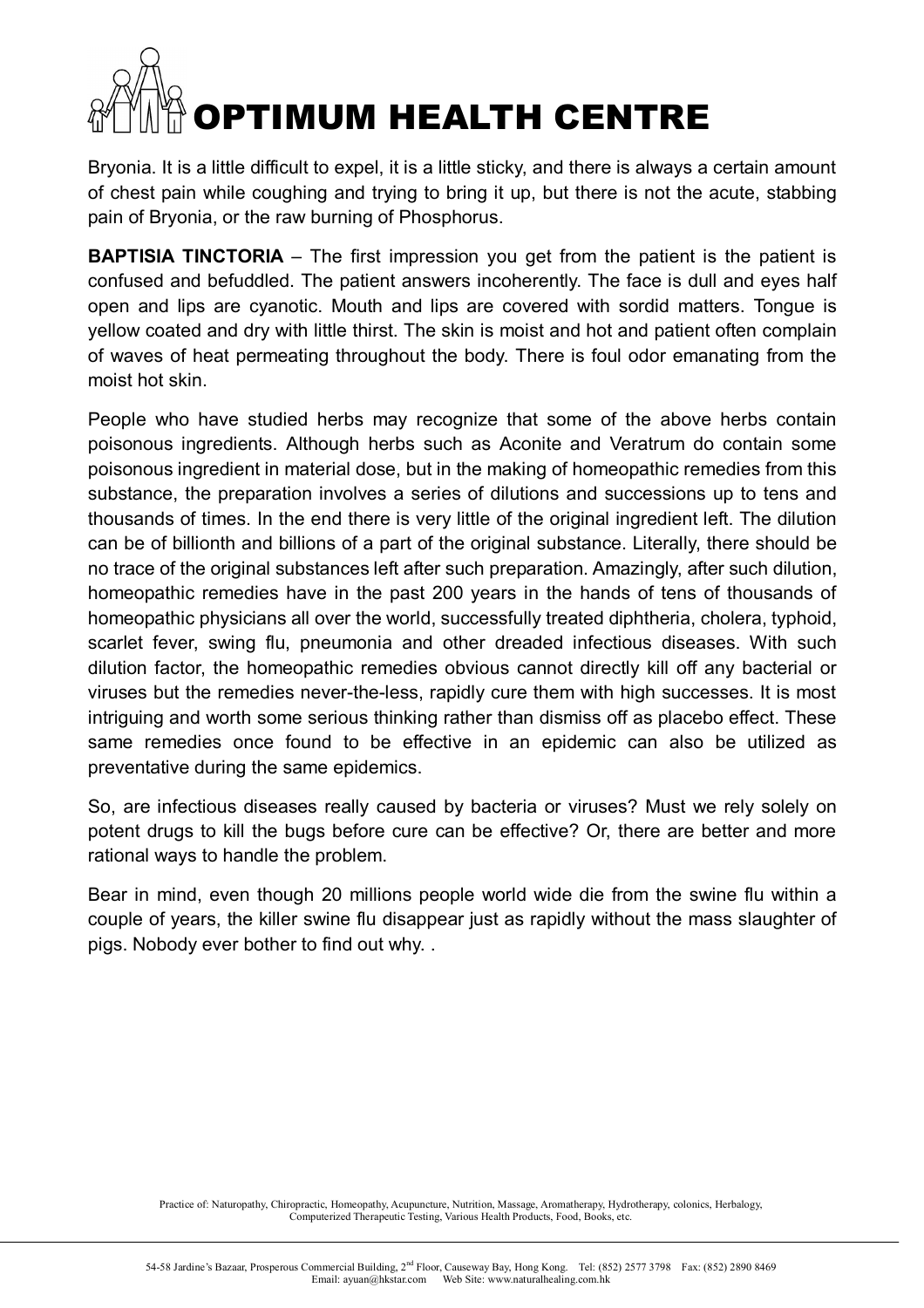Bryonia. It is a little difficult to expel, it is a little sticky, and there is always a certain amount of chest pain while coughing and trying to bring it up, but there is not the acute, stabbing pain of Bryonia, or the raw burning of Phosphorus.

**BAPTISIA TINCTORIA** – The first impression you get from the patient is the patient is confused and befuddled. The patient answers incoherently. The face is dull and eyes half open and lips are cyanotic. Mouth and lips are covered with sordid matters. Tongue is yellow coated and dry with little thirst. The skin is moist and hot and patient often complain of waves of heat permeating throughout the body. There is foul odor emanating from the moist hot skin.

People who have studied herbs may recognize that some of the above herbs contain poisonous ingredients. Although herbs such as Aconite and Veratrum do contain some poisonous ingredient in material dose, but in the making of homeopathic remedies from this substance, the preparation involves a series of dilutions and successions up to tens and thousands of times. In the end there is very little of the original ingredient left. The dilution can be of billionth and billions of a part of the original substance. Literally, there should be no trace of the original substances left after such preparation. Amazingly, after such dilution, homeopathic remedies have in the past 200 years in the hands of tens of thousands of homeopathic physicians all over the world, successfully treated diphtheria, cholera, typhoid, scarlet fever, swing flu, pneumonia and other dreaded infectious diseases. With such dilution factor, the homeopathic remedies obvious cannot directly kill off any bacterial or viruses but the remedies never-the-less, rapidly cure them with high successes. It is most intriguing and worth some serious thinking rather than dismiss off as placebo effect. These same remedies once found to be effective in an epidemic can also be utilized as preventative during the same epidemics.

So, are infectious diseases really caused by bacteria or viruses? Must we rely solely on potent drugs to kill the bugs before cure can be effective? Or, there are better and more rational ways to handle the problem.

Bear in mind, even though 20 millions people world wide die from the swine flu within a couple of years, the killer swine flu disappear just as rapidly without the mass slaughter of pigs. Nobody ever bother to find out why. .